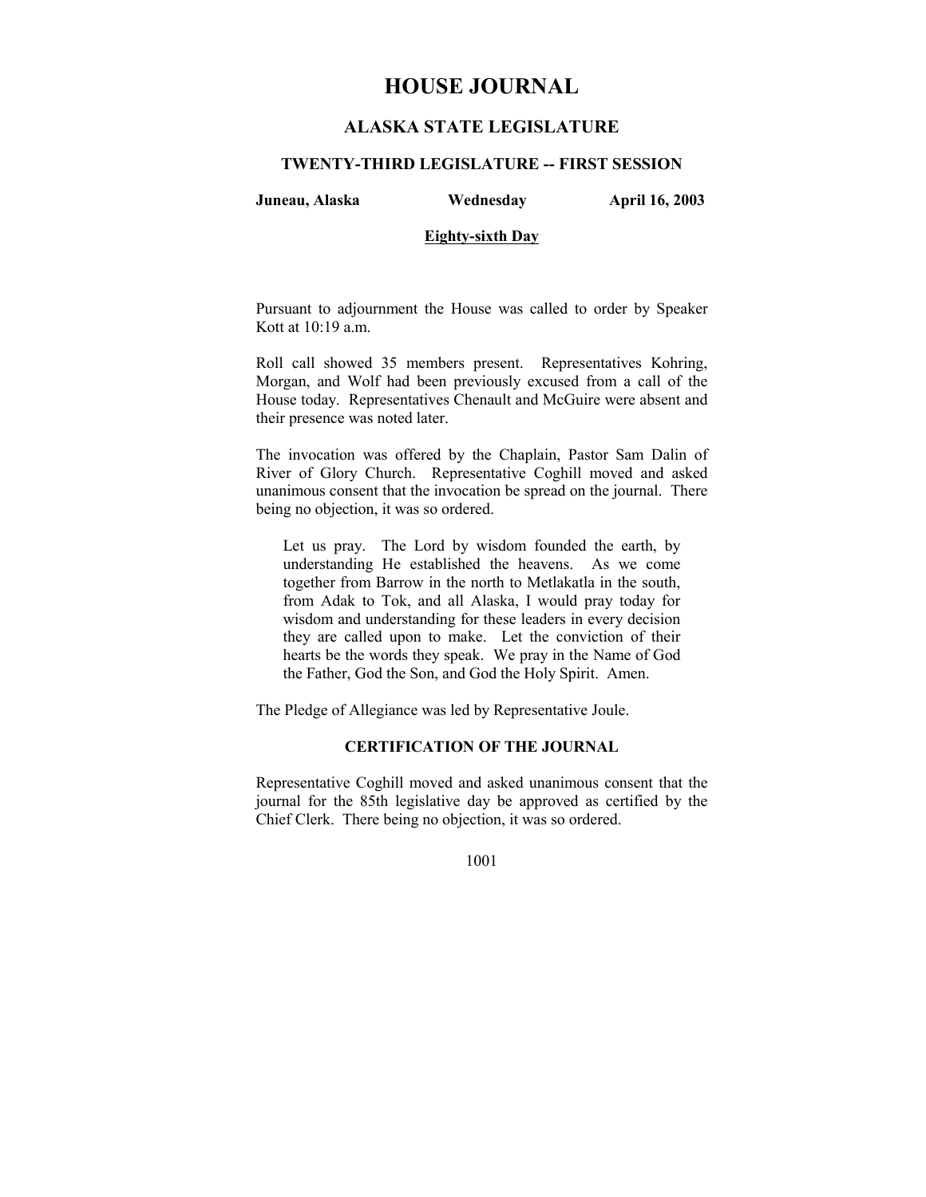# HOUSE JOURNAL

## ALASKA STATE LEGISLATURE

### TWENTY-THIRD LEGISLATURE -- FIRST SESSION

**Juneau, Alaska** **Wednesday** **April 16, 2003**

**Eighty-sixth Day**

Pursuant to adjournment the House was called to order by Speaker Kott at 10:19 a.m.

Roll call showed 35 members present. Representatives Kohring, Morgan, and Wolf had been previously excused from a call of the House today. Representatives Chenault and McGuire were absent and their presence was noted later.

The invocation was offered by the Chaplain, Pastor Sam Dalin of River of Glory Church. Representative Coghill moved and asked unanimous consent that the invocation be spread on the journal. There being no objection, it was so ordered.

> Let us pray. The Lord by wisdom founded the earth, by understanding He established the heavens. As we come together from Barrow in the north to Metlakatla in the south, from Adak to Tok, and all Alaska, I would pray today for wisdom and understanding for these leaders in every decision they are called upon to make. Let the conviction of their hearts be the words they speak. We pray in the Name of God the Father, God the Son, and God the Holy Spirit. Amen.

The Pledge of Allegiance was led by Representative Joule.

### CERTIFICATION OF THE JOURNAL

Representative Coghill moved and asked unanimous consent that the journal for the 85th legislative day be approved as certified by the Chief Clerk. There being no objection, it was so ordered.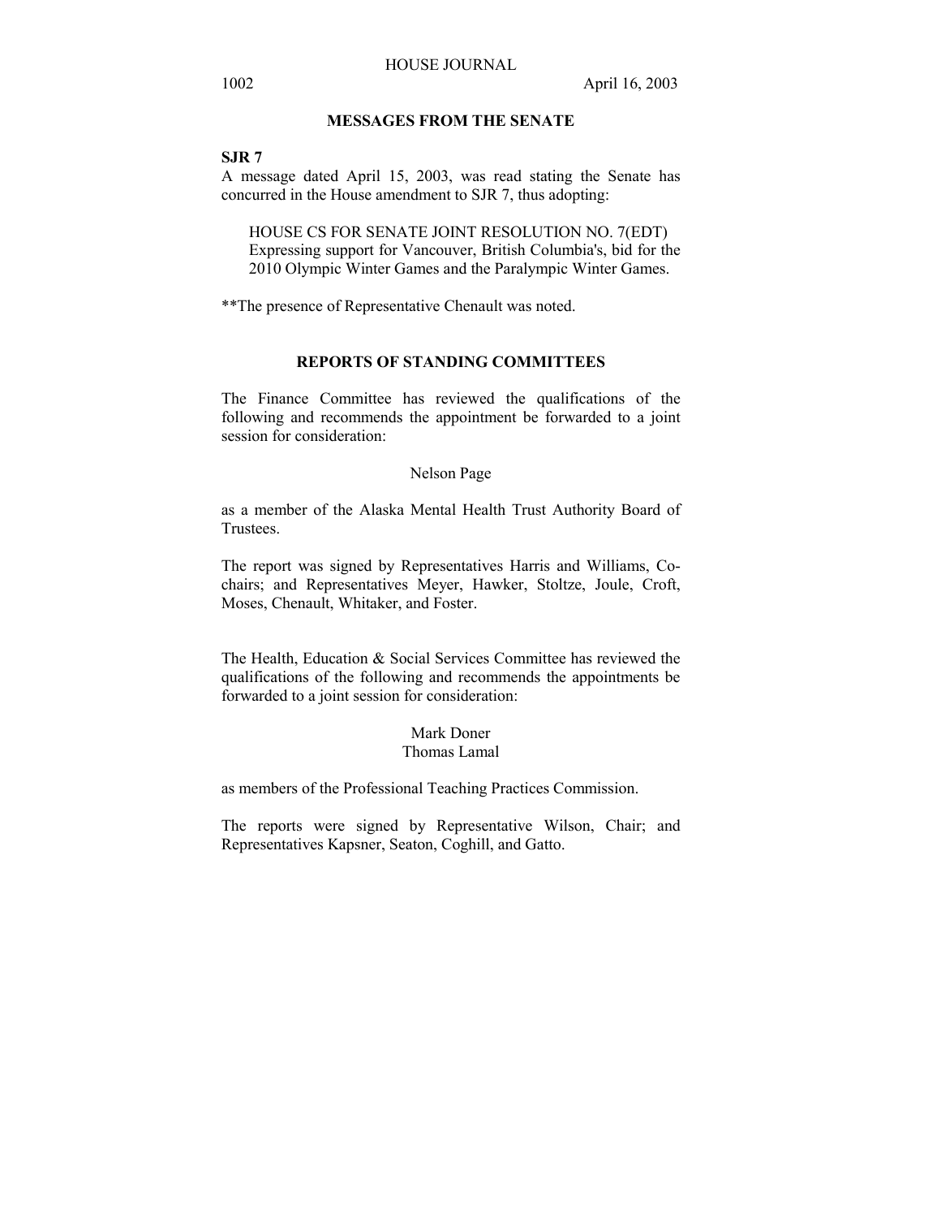## MESSAGES FROM THE SENATE

**SJR 7**

A message dated April 15, 2003, was read stating the Senate has concurred in the House amendment to SJR 7, thus adopting:

> HOUSE CS FOR SENATE JOINT RESOLUTION NO. 7(EDT)
> Expressing support for Vancouver, British Columbia's, bid for the 2010 Olympic Winter Games and the Paralympic Winter Games.

**The presence of Representative Chenault was noted.

## REPORTS OF STANDING COMMITTEES

The Finance Committee has reviewed the qualifications of the following and recommends the appointment be forwarded to a joint session for consideration:

Nelson Page

as a member of the Alaska Mental Health Trust Authority Board of Trustees.

The report was signed by Representatives Harris and Williams, Co-chairs; and Representatives Meyer, Hawker, Stoltze, Joule, Croft, Moses, Chenault, Whitaker, and Foster.

The Health, Education & Social Services Committee has reviewed the qualifications of the following and recommends the appointments be forwarded to a joint session for consideration:

Mark Doner
Thomas Lamal

as members of the Professional Teaching Practices Commission.

The reports were signed by Representative Wilson, Chair; and Representatives Kapsner, Seaton, Coghill, and Gatto.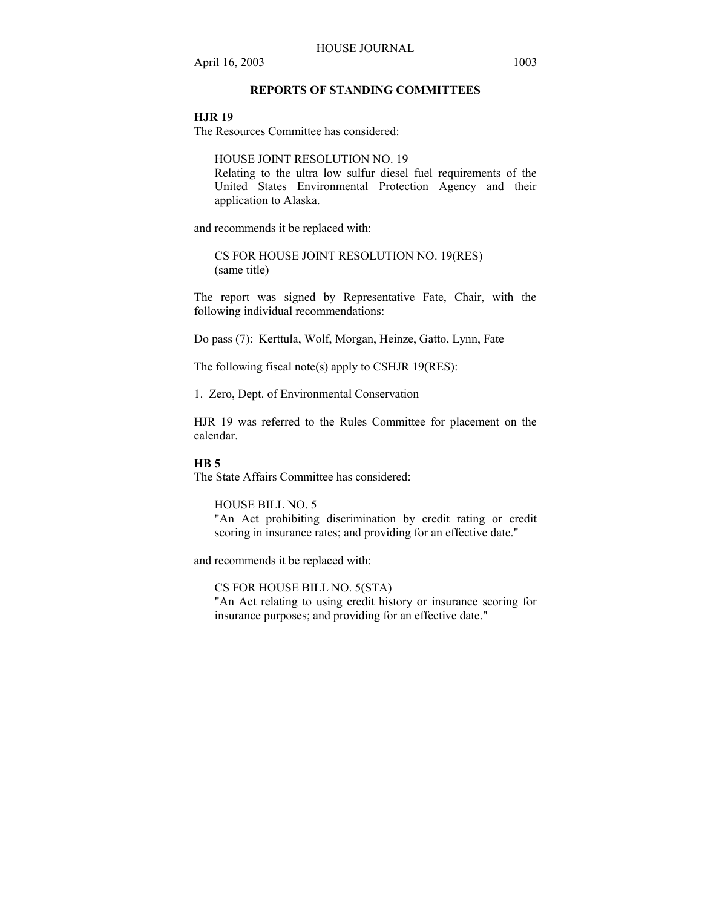## REPORTS OF STANDING COMMITTEES

**HJR 19**

The Resources Committee has considered:

> HOUSE JOINT RESOLUTION NO. 19
> Relating to the ultra low sulfur diesel fuel requirements of the United States Environmental Protection Agency and their application to Alaska.

and recommends it be replaced with:

> CS FOR HOUSE JOINT RESOLUTION NO. 19(RES)
> (same title)

The report was signed by Representative Fate, Chair, with the following individual recommendations:

Do pass (7): Kerttula, Wolf, Morgan, Heinze, Gatto, Lynn, Fate

The following fiscal note(s) apply to CSHJR 19(RES):

1. Zero, Dept. of Environmental Conservation

HJR 19 was referred to the Rules Committee for placement on the calendar.

**HB 5**

The State Affairs Committee has considered:

> HOUSE BILL NO. 5
> "An Act prohibiting discrimination by credit rating or credit scoring in insurance rates; and providing for an effective date."

and recommends it be replaced with:

> CS FOR HOUSE BILL NO. 5(STA)
> "An Act relating to using credit history or insurance scoring for insurance purposes; and providing for an effective date."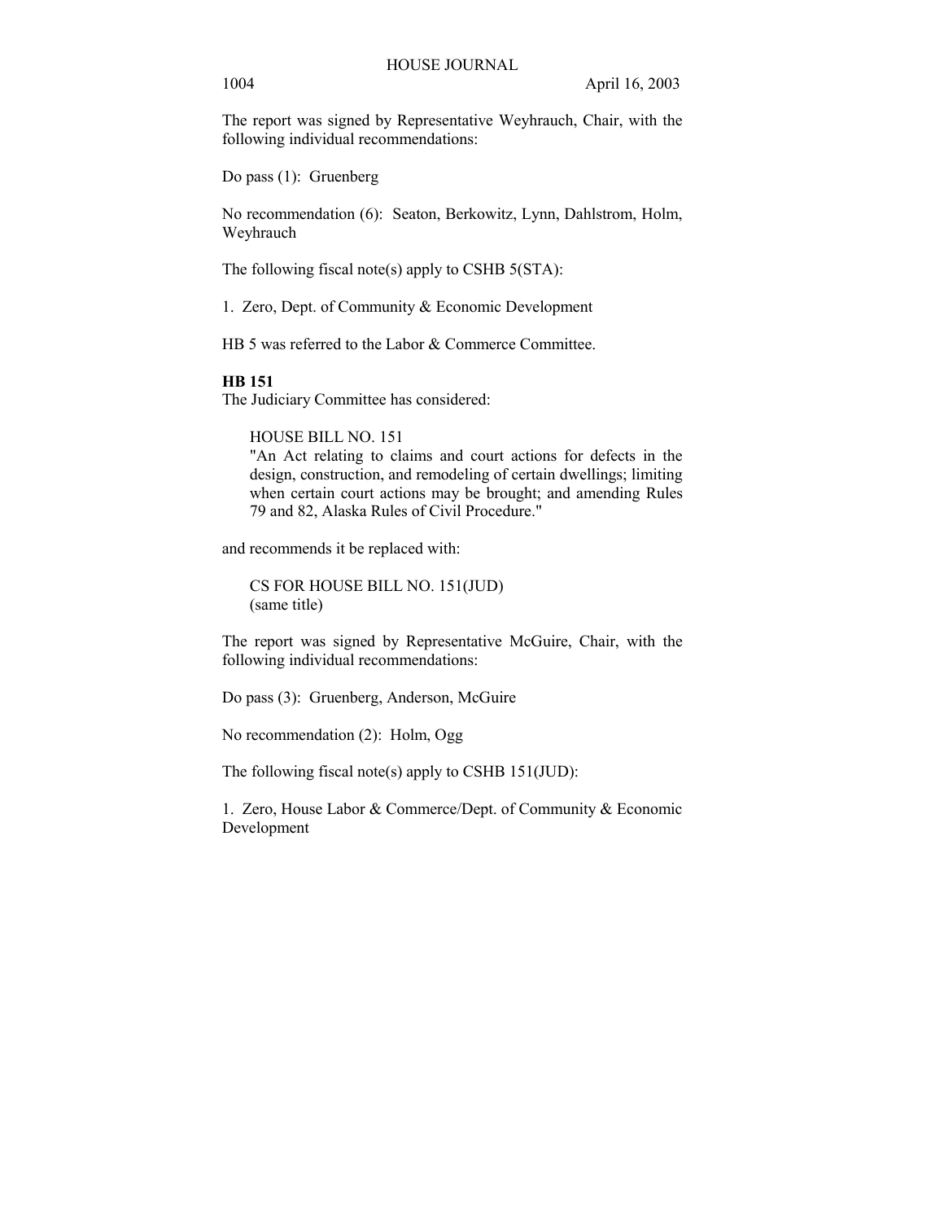The report was signed by Representative Weyhrauch, Chair, with the following individual recommendations:

Do pass (1): Gruenberg

No recommendation (6): Seaton, Berkowitz, Lynn, Dahlstrom, Holm, Weyhrauch

The following fiscal note(s) apply to CSHB 5(STA):

1. Zero, Dept. of Community & Economic Development

HB 5 was referred to the Labor & Commerce Committee.

**HB 151**

The Judiciary Committee has considered:

> HOUSE BILL NO. 151
> "An Act relating to claims and court actions for defects in the design, construction, and remodeling of certain dwellings; limiting when certain court actions may be brought; and amending Rules 79 and 82, Alaska Rules of Civil Procedure."

and recommends it be replaced with:

> CS FOR HOUSE BILL NO. 151(JUD)
> (same title)

The report was signed by Representative McGuire, Chair, with the following individual recommendations:

Do pass (3): Gruenberg, Anderson, McGuire

No recommendation (2): Holm, Ogg

The following fiscal note(s) apply to CSHB 151(JUD):

1. Zero, House Labor & Commerce/Dept. of Community & Economic Development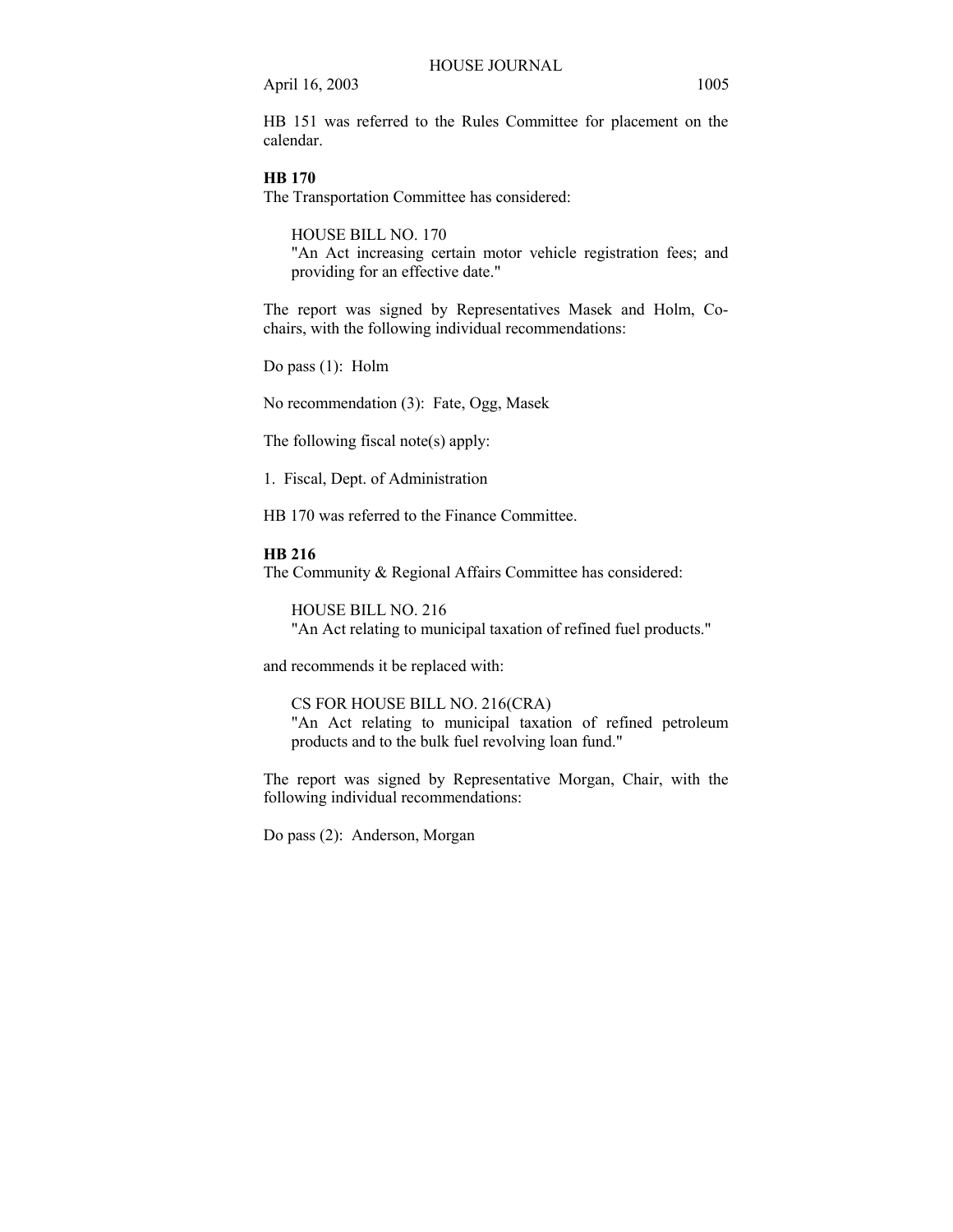HB 151 was referred to the Rules Committee for placement on the calendar.

**HB 170**

The Transportation Committee has considered:

HOUSE BILL NO. 170
"An Act increasing certain motor vehicle registration fees; and providing for an effective date."

The report was signed by Representatives Masek and Holm, Co-chairs, with the following individual recommendations:

Do pass (1): Holm

No recommendation (3): Fate, Ogg, Masek

The following fiscal note(s) apply:

1. Fiscal, Dept. of Administration

HB 170 was referred to the Finance Committee.

**HB 216**

The Community & Regional Affairs Committee has considered:

HOUSE BILL NO. 216
"An Act relating to municipal taxation of refined fuel products."

and recommends it be replaced with:

CS FOR HOUSE BILL NO. 216(CRA)
"An Act relating to municipal taxation of refined petroleum products and to the bulk fuel revolving loan fund."

The report was signed by Representative Morgan, Chair, with the following individual recommendations:

Do pass (2): Anderson, Morgan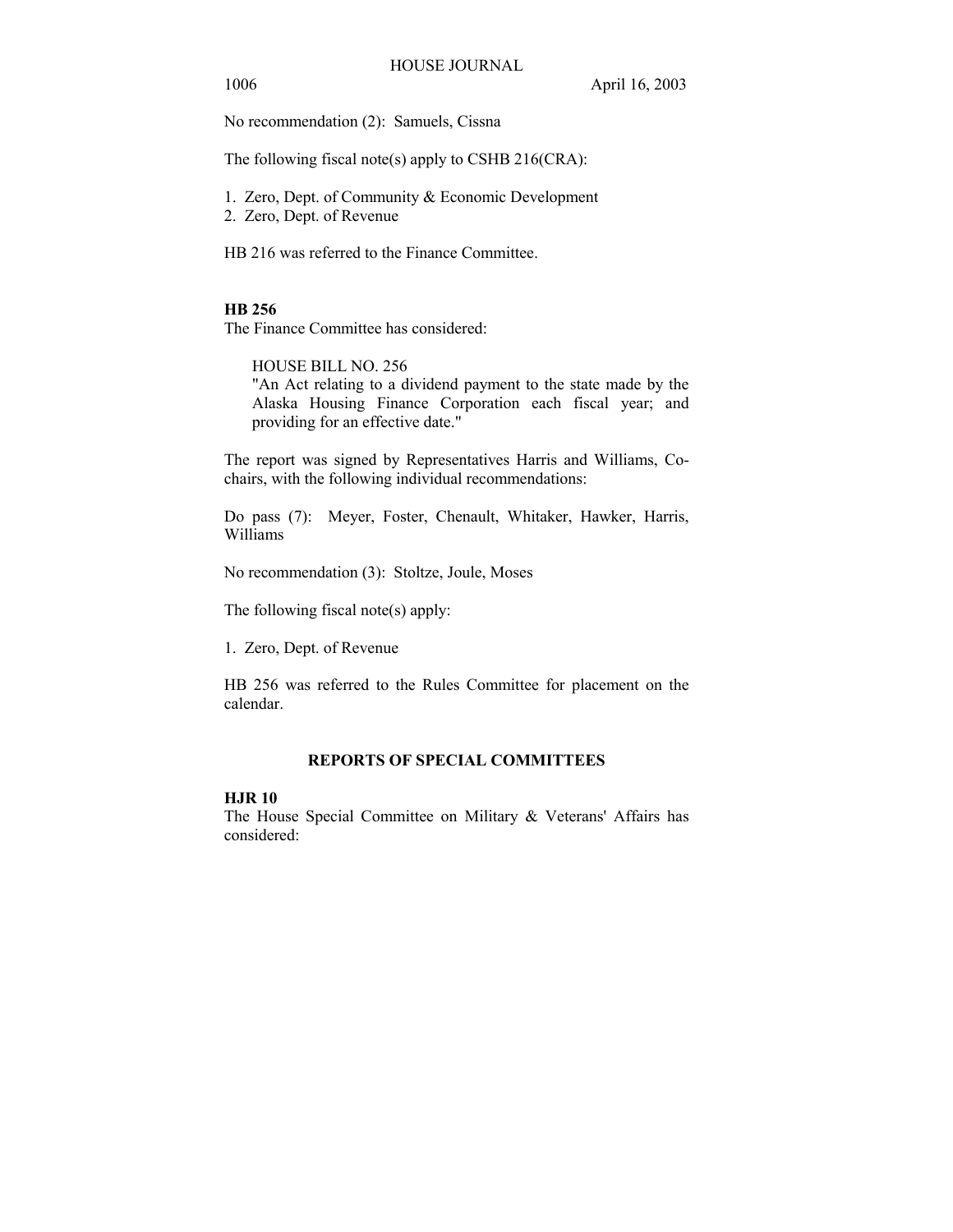No recommendation (2):  Samuels, Cissna

The following fiscal note(s) apply to CSHB 216(CRA):

1. Zero, Dept. of Community & Economic Development
2. Zero, Dept. of Revenue

HB 216 was referred to the Finance Committee.

**HB 256**

The Finance Committee has considered:

HOUSE BILL NO. 256
"An Act relating to a dividend payment to the state made by the Alaska Housing Finance Corporation each fiscal year; and providing for an effective date."

The report was signed by Representatives Harris and Williams, Co-chairs, with the following individual recommendations:

Do pass (7):  Meyer, Foster, Chenault, Whitaker, Hawker, Harris, Williams

No recommendation (3):  Stoltze, Joule, Moses

The following fiscal note(s) apply:

1. Zero, Dept. of Revenue

HB 256 was referred to the Rules Committee for placement on the calendar.

## REPORTS OF SPECIAL COMMITTEES

**HJR 10**

The House Special Committee on Military & Veterans' Affairs has considered: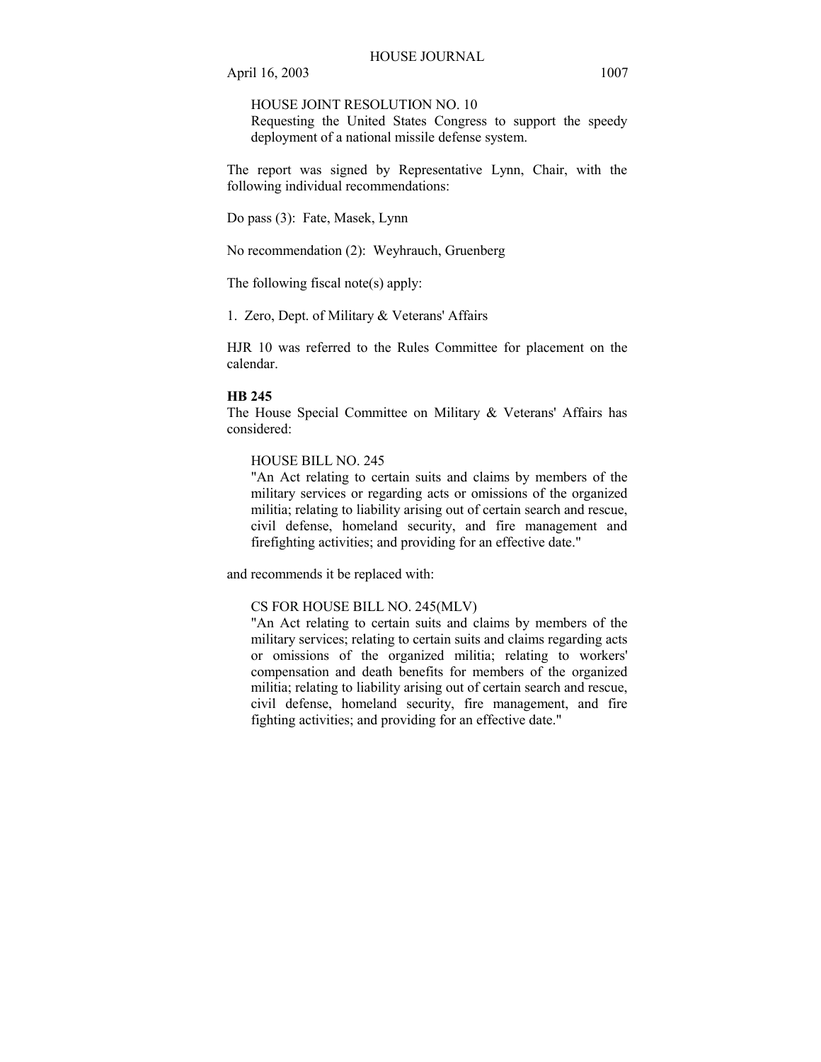HOUSE JOINT RESOLUTION NO. 10
Requesting the United States Congress to support the speedy deployment of a national missile defense system.

The report was signed by Representative Lynn, Chair, with the following individual recommendations:

Do pass (3): Fate, Masek, Lynn

No recommendation (2): Weyhrauch, Gruenberg

The following fiscal note(s) apply:

1. Zero, Dept. of Military & Veterans' Affairs

HJR 10 was referred to the Rules Committee for placement on the calendar.

**HB 245**
The House Special Committee on Military & Veterans' Affairs has considered:

HOUSE BILL NO. 245
"An Act relating to certain suits and claims by members of the military services or regarding acts or omissions of the organized militia; relating to liability arising out of certain search and rescue, civil defense, homeland security, and fire management and firefighting activities; and providing for an effective date."

and recommends it be replaced with:

CS FOR HOUSE BILL NO. 245(MLV)
"An Act relating to certain suits and claims by members of the military services; relating to certain suits and claims regarding acts or omissions of the organized militia; relating to workers' compensation and death benefits for members of the organized militia; relating to liability arising out of certain search and rescue, civil defense, homeland security, fire management, and fire fighting activities; and providing for an effective date."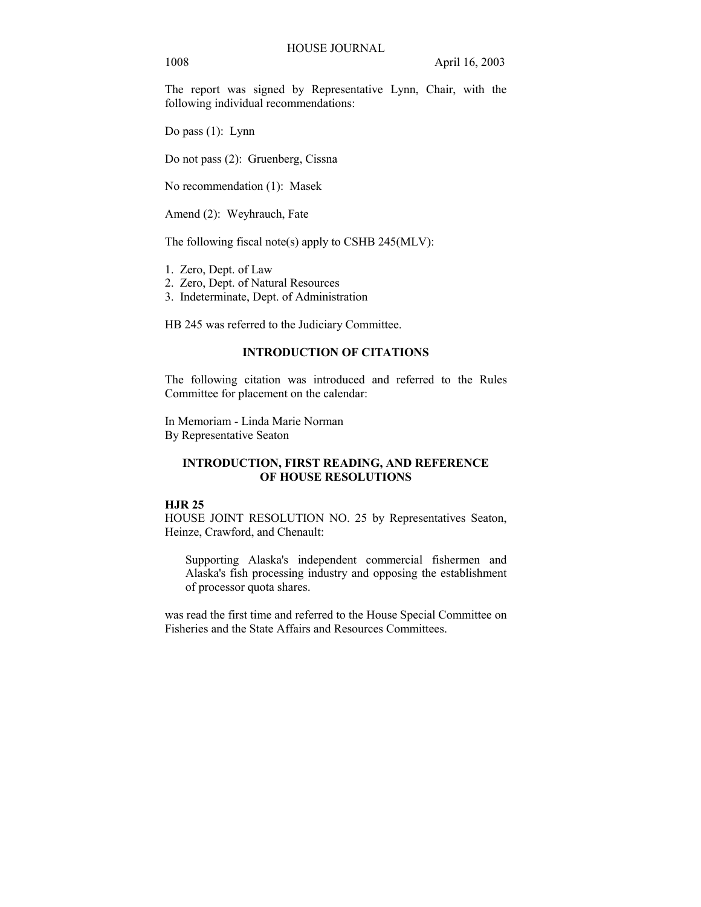The report was signed by Representative Lynn, Chair, with the following individual recommendations:

Do pass (1): Lynn

Do not pass (2): Gruenberg, Cissna

No recommendation (1): Masek

Amend (2): Weyhrauch, Fate

The following fiscal note(s) apply to CSHB 245(MLV):

1. Zero, Dept. of Law
2. Zero, Dept. of Natural Resources
3. Indeterminate, Dept. of Administration

HB 245 was referred to the Judiciary Committee.

## INTRODUCTION OF CITATIONS

The following citation was introduced and referred to the Rules Committee for placement on the calendar:

In Memoriam - Linda Marie Norman
By Representative Seaton

## INTRODUCTION, FIRST READING, AND REFERENCE OF HOUSE RESOLUTIONS

**HJR 25**

HOUSE JOINT RESOLUTION NO. 25 by Representatives Seaton, Heinze, Crawford, and Chenault:

> Supporting Alaska's independent commercial fishermen and Alaska's fish processing industry and opposing the establishment of processor quota shares.

was read the first time and referred to the House Special Committee on Fisheries and the State Affairs and Resources Committees.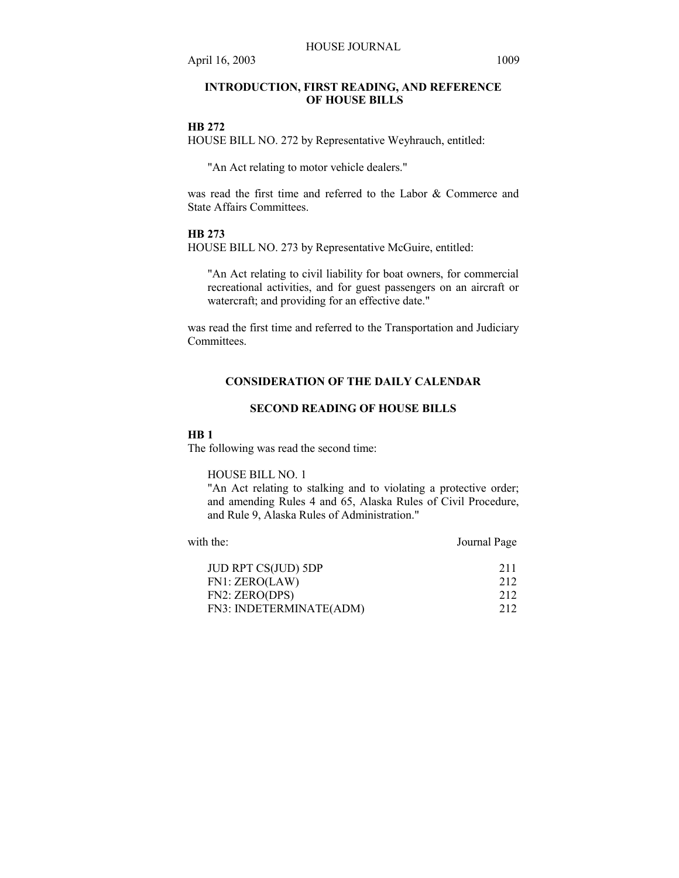## INTRODUCTION, FIRST READING, AND REFERENCE OF HOUSE BILLS

**HB 272**

HOUSE BILL NO. 272 by Representative Weyhrauch, entitled:

> "An Act relating to motor vehicle dealers."

was read the first time and referred to the Labor & Commerce and State Affairs Committees.

**HB 273**

HOUSE BILL NO. 273 by Representative McGuire, entitled:

> "An Act relating to civil liability for boat owners, for commercial recreational activities, and for guest passengers on an aircraft or watercraft; and providing for an effective date."

was read the first time and referred to the Transportation and Judiciary Committees.

## CONSIDERATION OF THE DAILY CALENDAR

## SECOND READING OF HOUSE BILLS

**HB 1**

The following was read the second time:

> HOUSE BILL NO. 1
> "An Act relating to stalking and to violating a protective order; and amending Rules 4 and 65, Alaska Rules of Civil Procedure, and Rule 9, Alaska Rules of Administration."

| with the: | Journal Page |
|---|---|
| JUD RPT CS(JUD) 5DP | 211 |
| FN1: ZERO(LAW) | 212 |
| FN2: ZERO(DPS) | 212 |
| FN3: INDETERMINATE(ADM) | 212 |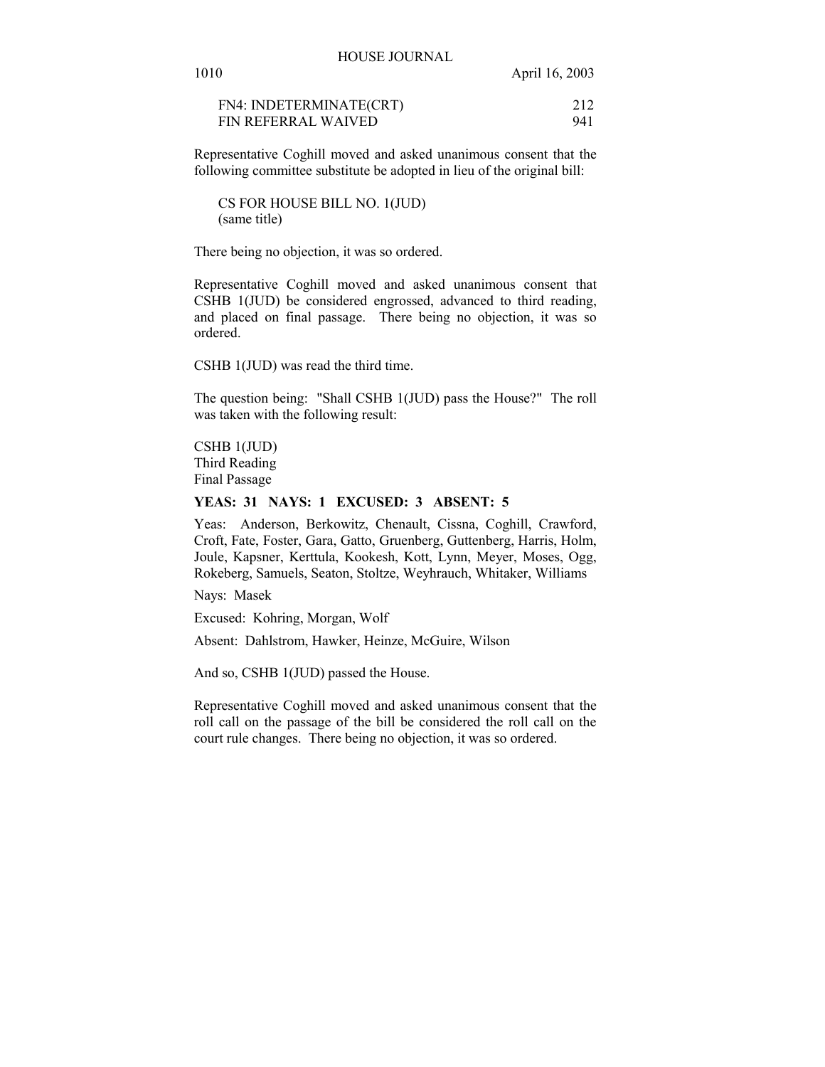| | |
|---|---|
| FN4: INDETERMINATE(CRT) | 212 |
| FIN REFERRAL WAIVED | 941 |

Representative Coghill moved and asked unanimous consent that the following committee substitute be adopted in lieu of the original bill:

CS FOR HOUSE BILL NO. 1(JUD)
(same title)

There being no objection, it was so ordered.

Representative Coghill moved and asked unanimous consent that CSHB 1(JUD) be considered engrossed, advanced to third reading, and placed on final passage. There being no objection, it was so ordered.

CSHB 1(JUD) was read the third time.

The question being: "Shall CSHB 1(JUD) pass the House?" The roll was taken with the following result:

CSHB 1(JUD)
Third Reading
Final Passage

**YEAS: 31 NAYS: 1 EXCUSED: 3 ABSENT: 5**

Yeas: Anderson, Berkowitz, Chenault, Cissna, Coghill, Crawford, Croft, Fate, Foster, Gara, Gatto, Gruenberg, Guttenberg, Harris, Holm, Joule, Kapsner, Kerttula, Kookesh, Kott, Lynn, Meyer, Moses, Ogg, Rokeberg, Samuels, Seaton, Stoltze, Weyhrauch, Whitaker, Williams

Nays: Masek

Excused: Kohring, Morgan, Wolf

Absent: Dahlstrom, Hawker, Heinze, McGuire, Wilson

And so, CSHB 1(JUD) passed the House.

Representative Coghill moved and asked unanimous consent that the roll call on the passage of the bill be considered the roll call on the court rule changes. There being no objection, it was so ordered.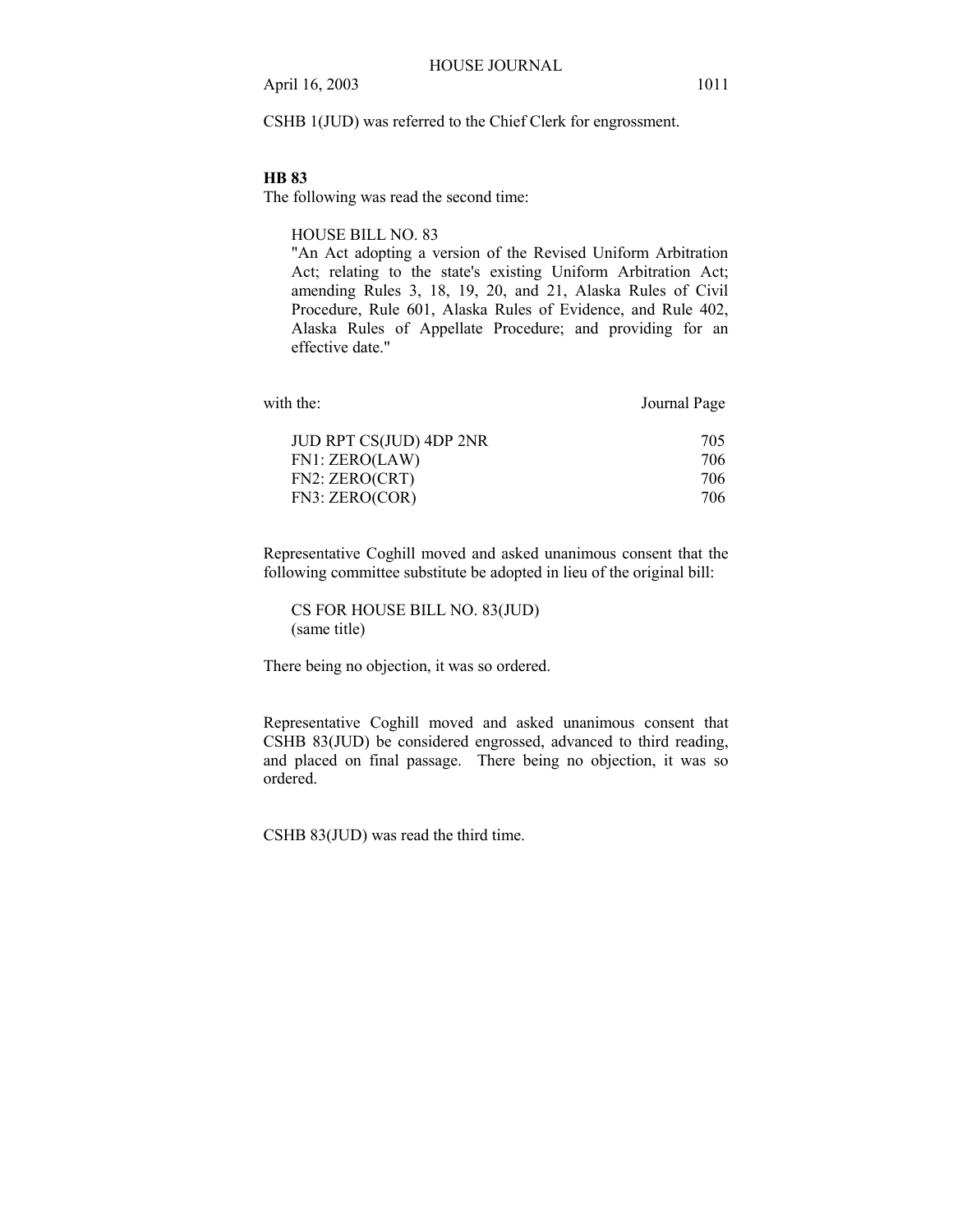CSHB 1(JUD) was referred to the Chief Clerk for engrossment.

**HB 83**

The following was read the second time:

> HOUSE BILL NO. 83
> "An Act adopting a version of the Revised Uniform Arbitration Act; relating to the state's existing Uniform Arbitration Act; amending Rules 3, 18, 19, 20, and 21, Alaska Rules of Civil Procedure, Rule 601, Alaska Rules of Evidence, and Rule 402, Alaska Rules of Appellate Procedure; and providing for an effective date."

| with the: | Journal Page |
|---|---|
| JUD RPT CS(JUD) 4DP 2NR | 705 |
| FN1: ZERO(LAW) | 706 |
| FN2: ZERO(CRT) | 706 |
| FN3: ZERO(COR) | 706 |

Representative Coghill moved and asked unanimous consent that the following committee substitute be adopted in lieu of the original bill:

> CS FOR HOUSE BILL NO. 83(JUD)
> (same title)

There being no objection, it was so ordered.

Representative Coghill moved and asked unanimous consent that CSHB 83(JUD) be considered engrossed, advanced to third reading, and placed on final passage. There being no objection, it was so ordered.

CSHB 83(JUD) was read the third time.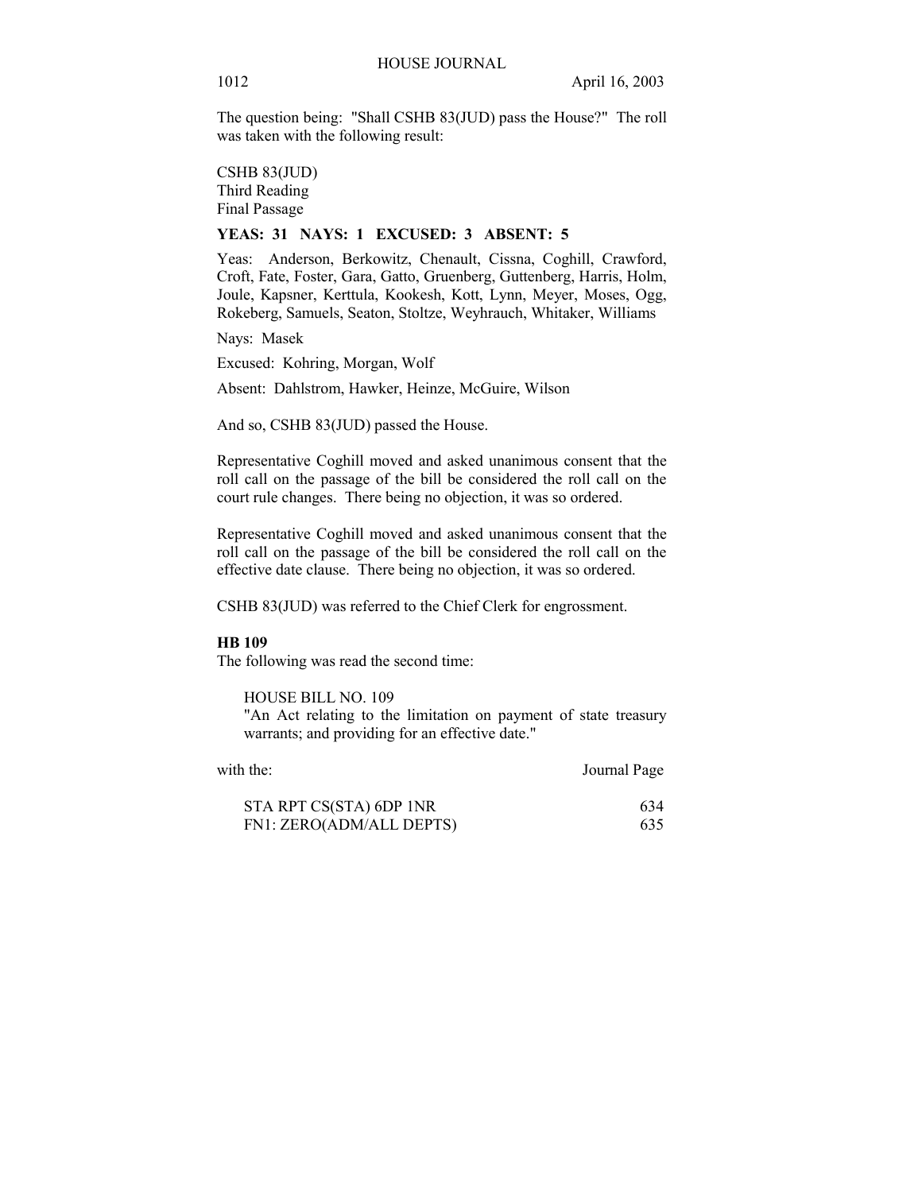The question being: "Shall CSHB 83(JUD) pass the House?" The roll was taken with the following result:

CSHB 83(JUD)
Third Reading
Final Passage

**YEAS: 31 NAYS: 1 EXCUSED: 3 ABSENT: 5**

Yeas: Anderson, Berkowitz, Chenault, Cissna, Coghill, Crawford, Croft, Fate, Foster, Gara, Gatto, Gruenberg, Guttenberg, Harris, Holm, Joule, Kapsner, Kerttula, Kookesh, Kott, Lynn, Meyer, Moses, Ogg, Rokeberg, Samuels, Seaton, Stoltze, Weyhrauch, Whitaker, Williams

Nays: Masek

Excused: Kohring, Morgan, Wolf

Absent: Dahlstrom, Hawker, Heinze, McGuire, Wilson

And so, CSHB 83(JUD) passed the House.

Representative Coghill moved and asked unanimous consent that the roll call on the passage of the bill be considered the roll call on the court rule changes. There being no objection, it was so ordered.

Representative Coghill moved and asked unanimous consent that the roll call on the passage of the bill be considered the roll call on the effective date clause. There being no objection, it was so ordered.

CSHB 83(JUD) was referred to the Chief Clerk for engrossment.

**HB 109**

The following was read the second time:

HOUSE BILL NO. 109
"An Act relating to the limitation on payment of state treasury warrants; and providing for an effective date."

| with the: | Journal Page |
|---|---|
| STA RPT CS(STA) 6DP 1NR | 634 |
| FN1: ZERO(ADM/ALL DEPTS) | 635 |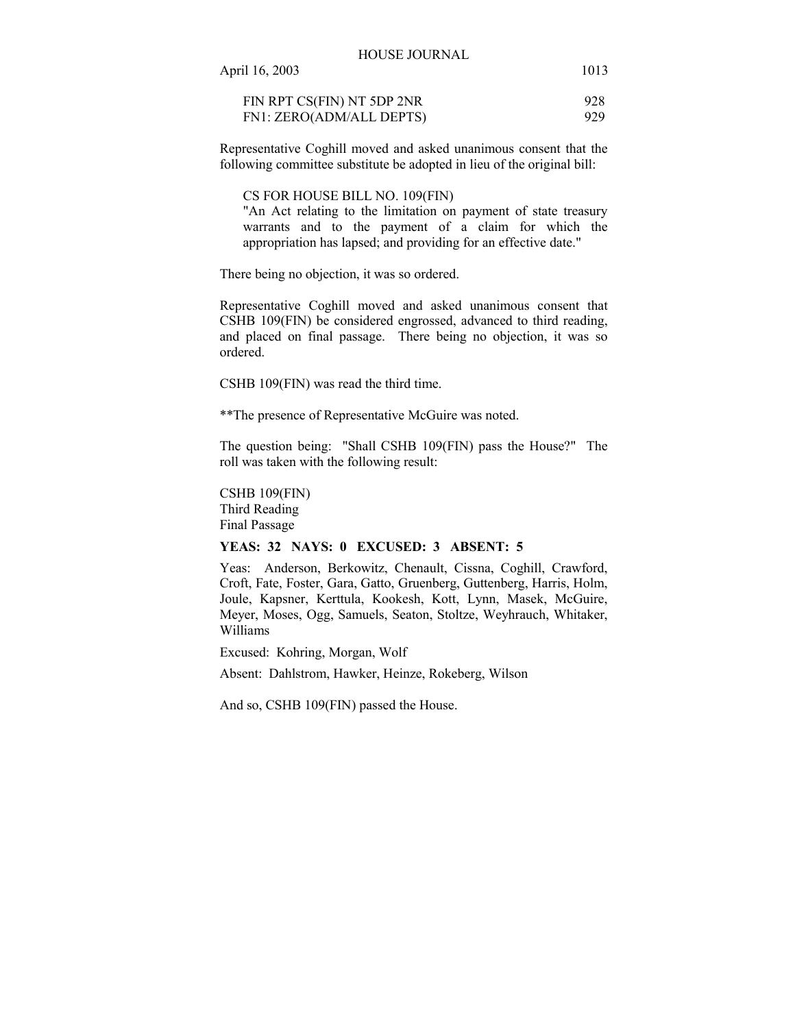FIN RPT CS(FIN) NT 5DP 2NR 928
FN1: ZERO(ADM/ALL DEPTS) 929

Representative Coghill moved and asked unanimous consent that the following committee substitute be adopted in lieu of the original bill:

CS FOR HOUSE BILL NO. 109(FIN)
"An Act relating to the limitation on payment of state treasury warrants and to the payment of a claim for which the appropriation has lapsed; and providing for an effective date."

There being no objection, it was so ordered.

Representative Coghill moved and asked unanimous consent that CSHB 109(FIN) be considered engrossed, advanced to third reading, and placed on final passage. There being no objection, it was so ordered.

CSHB 109(FIN) was read the third time.

**The presence of Representative McGuire was noted.

The question being: "Shall CSHB 109(FIN) pass the House?" The roll was taken with the following result:

CSHB 109(FIN)
Third Reading
Final Passage

**YEAS: 32 NAYS: 0 EXCUSED: 3 ABSENT: 5**

Yeas: Anderson, Berkowitz, Chenault, Cissna, Coghill, Crawford, Croft, Fate, Foster, Gara, Gatto, Gruenberg, Guttenberg, Harris, Holm, Joule, Kapsner, Kerttula, Kookesh, Kott, Lynn, Masek, McGuire, Meyer, Moses, Ogg, Samuels, Seaton, Stoltze, Weyhrauch, Whitaker, Williams

Excused: Kohring, Morgan, Wolf

Absent: Dahlstrom, Hawker, Heinze, Rokeberg, Wilson

And so, CSHB 109(FIN) passed the House.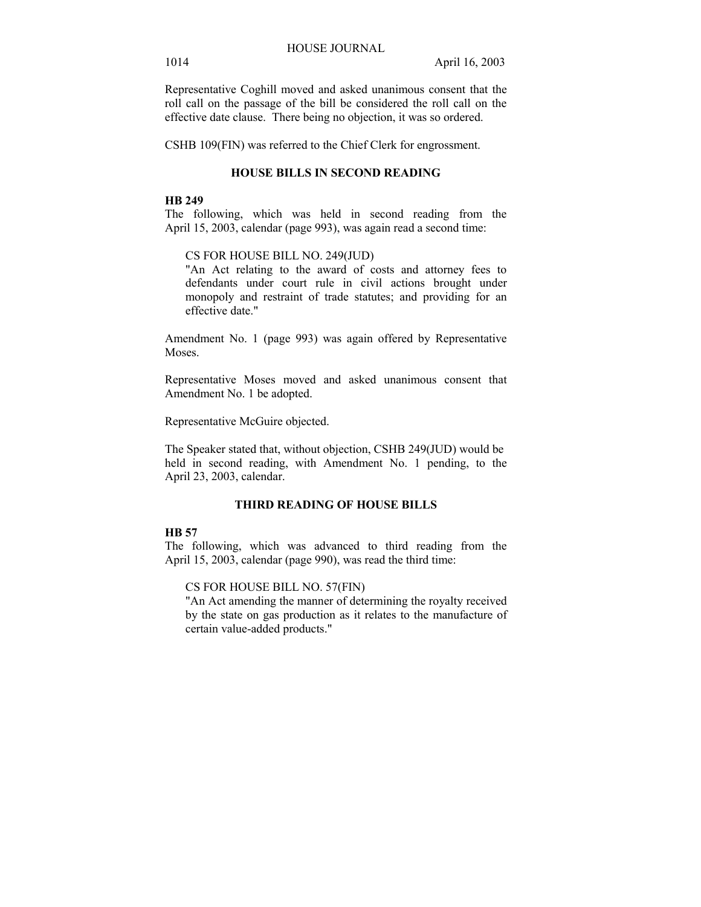Representative Coghill moved and asked unanimous consent that the roll call on the passage of the bill be considered the roll call on the effective date clause. There being no objection, it was so ordered.

CSHB 109(FIN) was referred to the Chief Clerk for engrossment.

## HOUSE BILLS IN SECOND READING

**HB 249**

The following, which was held in second reading from the April 15, 2003, calendar (page 993), was again read a second time:

> CS FOR HOUSE BILL NO. 249(JUD)
> "An Act relating to the award of costs and attorney fees to defendants under court rule in civil actions brought under monopoly and restraint of trade statutes; and providing for an effective date."

Amendment No. 1 (page 993) was again offered by Representative Moses.

Representative Moses moved and asked unanimous consent that Amendment No. 1 be adopted.

Representative McGuire objected.

The Speaker stated that, without objection, CSHB 249(JUD) would be held in second reading, with Amendment No. 1 pending, to the April 23, 2003, calendar.

## THIRD READING OF HOUSE BILLS

**HB 57**

The following, which was advanced to third reading from the April 15, 2003, calendar (page 990), was read the third time:

> CS FOR HOUSE BILL NO. 57(FIN)
> "An Act amending the manner of determining the royalty received by the state on gas production as it relates to the manufacture of certain value-added products."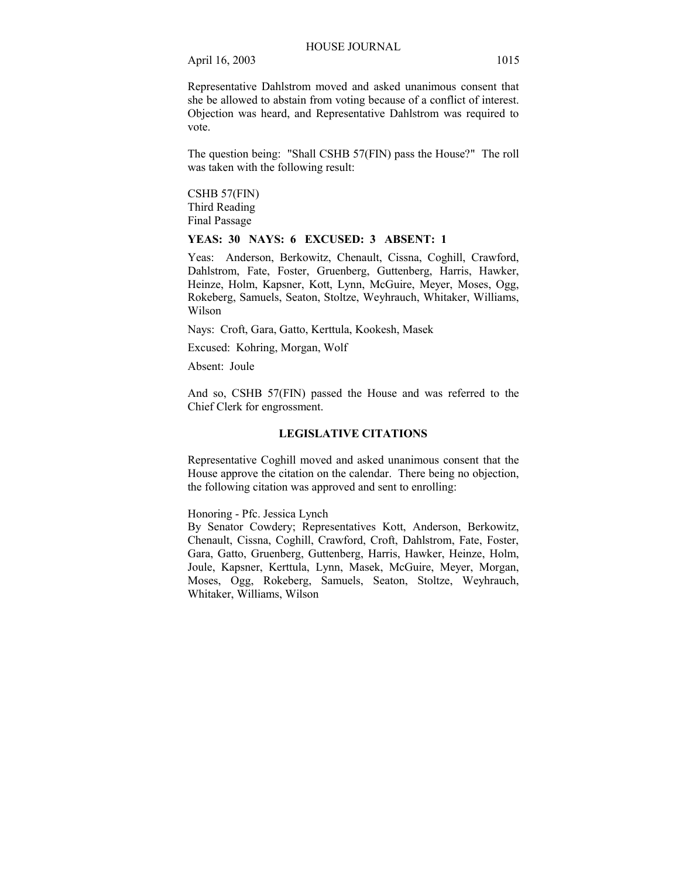Representative Dahlstrom moved and asked unanimous consent that she be allowed to abstain from voting because of a conflict of interest. Objection was heard, and Representative Dahlstrom was required to vote.

The question being: "Shall CSHB 57(FIN) pass the House?" The roll was taken with the following result:

CSHB 57(FIN)
Third Reading
Final Passage

**YEAS: 30 NAYS: 6 EXCUSED: 3 ABSENT: 1**

Yeas: Anderson, Berkowitz, Chenault, Cissna, Coghill, Crawford, Dahlstrom, Fate, Foster, Gruenberg, Guttenberg, Harris, Hawker, Heinze, Holm, Kapsner, Kott, Lynn, McGuire, Meyer, Moses, Ogg, Rokeberg, Samuels, Seaton, Stoltze, Weyhrauch, Whitaker, Williams, Wilson

Nays: Croft, Gara, Gatto, Kerttula, Kookesh, Masek

Excused: Kohring, Morgan, Wolf

Absent: Joule

And so, CSHB 57(FIN) passed the House and was referred to the Chief Clerk for engrossment.

## LEGISLATIVE CITATIONS

Representative Coghill moved and asked unanimous consent that the House approve the citation on the calendar. There being no objection, the following citation was approved and sent to enrolling:

Honoring - Pfc. Jessica Lynch
By Senator Cowdery; Representatives Kott, Anderson, Berkowitz, Chenault, Cissna, Coghill, Crawford, Croft, Dahlstrom, Fate, Foster, Gara, Gatto, Gruenberg, Guttenberg, Harris, Hawker, Heinze, Holm, Joule, Kapsner, Kerttula, Lynn, Masek, McGuire, Meyer, Morgan, Moses, Ogg, Rokeberg, Samuels, Seaton, Stoltze, Weyhrauch, Whitaker, Williams, Wilson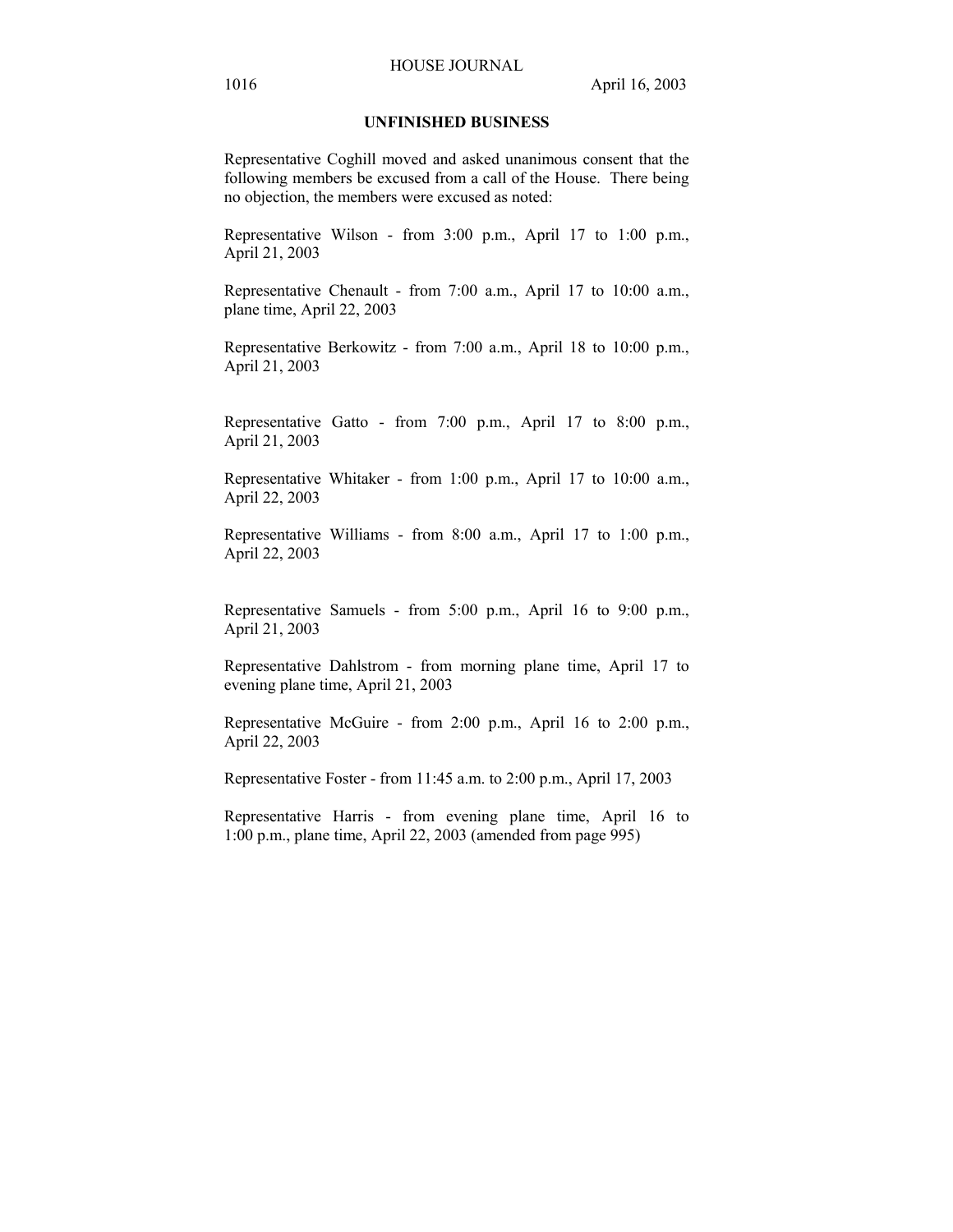## UNFINISHED BUSINESS

Representative Coghill moved and asked unanimous consent that the following members be excused from a call of the House. There being no objection, the members were excused as noted:

Representative Wilson - from 3:00 p.m., April 17 to 1:00 p.m., April 21, 2003

Representative Chenault - from 7:00 a.m., April 17 to 10:00 a.m., plane time, April 22, 2003

Representative Berkowitz - from 7:00 a.m., April 18 to 10:00 p.m., April 21, 2003

Representative Gatto - from 7:00 p.m., April 17 to 8:00 p.m., April 21, 2003

Representative Whitaker - from 1:00 p.m., April 17 to 10:00 a.m., April 22, 2003

Representative Williams - from 8:00 a.m., April 17 to 1:00 p.m., April 22, 2003

Representative Samuels - from 5:00 p.m., April 16 to 9:00 p.m., April 21, 2003

Representative Dahlstrom - from morning plane time, April 17 to evening plane time, April 21, 2003

Representative McGuire - from 2:00 p.m., April 16 to 2:00 p.m., April 22, 2003

Representative Foster - from 11:45 a.m. to 2:00 p.m., April 17, 2003

Representative Harris - from evening plane time, April 16 to 1:00 p.m., plane time, April 22, 2003 (amended from page 995)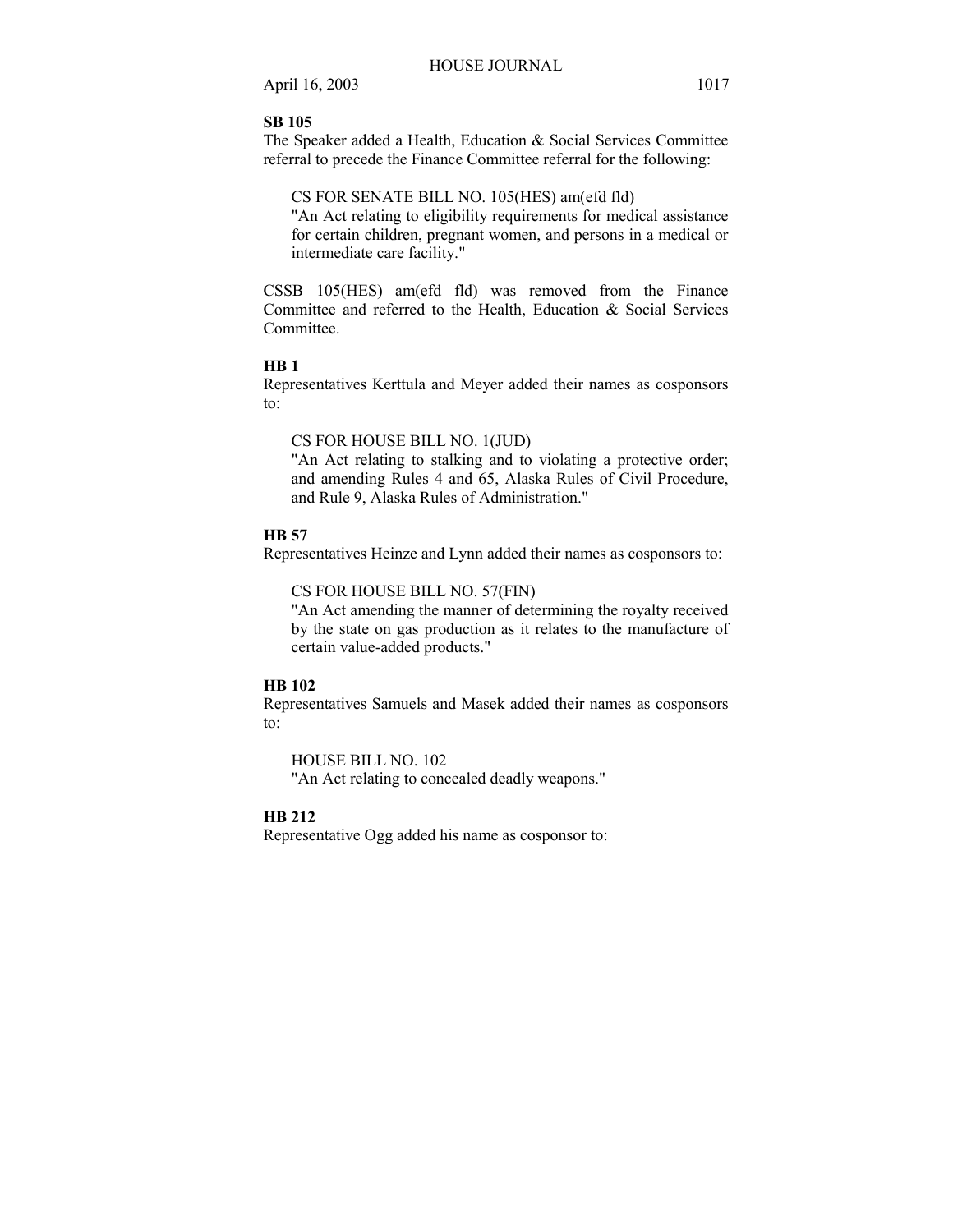**SB 105**

The Speaker added a Health, Education & Social Services Committee referral to precede the Finance Committee referral for the following:

CS FOR SENATE BILL NO. 105(HES) am(efd fld)
"An Act relating to eligibility requirements for medical assistance for certain children, pregnant women, and persons in a medical or intermediate care facility."

CSSB 105(HES) am(efd fld) was removed from the Finance Committee and referred to the Health, Education & Social Services Committee.

**HB 1**

Representatives Kerttula and Meyer added their names as cosponsors to:

CS FOR HOUSE BILL NO. 1(JUD)
"An Act relating to stalking and to violating a protective order; and amending Rules 4 and 65, Alaska Rules of Civil Procedure, and Rule 9, Alaska Rules of Administration."

**HB 57**

Representatives Heinze and Lynn added their names as cosponsors to:

CS FOR HOUSE BILL NO. 57(FIN)
"An Act amending the manner of determining the royalty received by the state on gas production as it relates to the manufacture of certain value-added products."

**HB 102**

Representatives Samuels and Masek added their names as cosponsors to:

HOUSE BILL NO. 102
"An Act relating to concealed deadly weapons."

**HB 212**

Representative Ogg added his name as cosponsor to: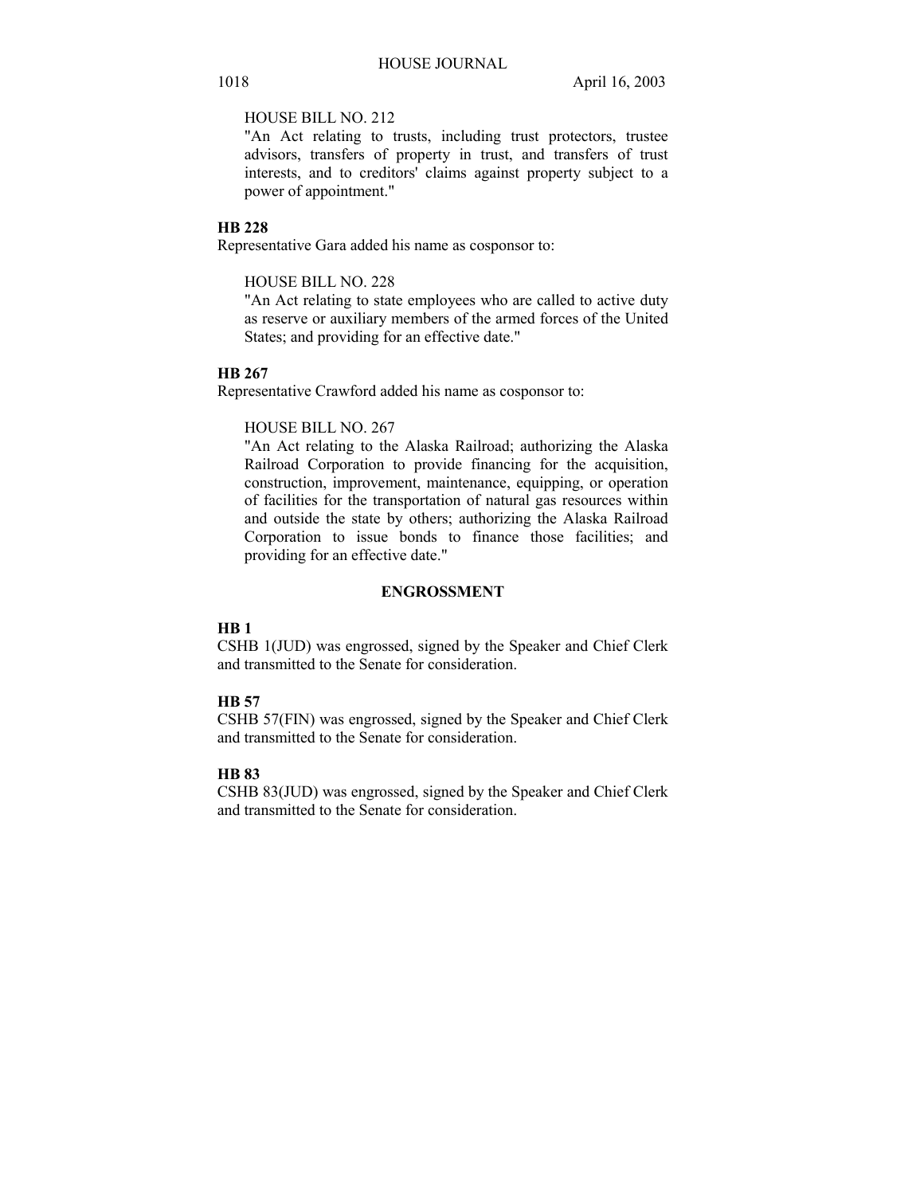HOUSE BILL NO. 212

"An Act relating to trusts, including trust protectors, trustee advisors, transfers of property in trust, and transfers of trust interests, and to creditors' claims against property subject to a power of appointment."

**HB 228**

Representative Gara added his name as cosponsor to:

HOUSE BILL NO. 228

"An Act relating to state employees who are called to active duty as reserve or auxiliary members of the armed forces of the United States; and providing for an effective date."

**HB 267**

Representative Crawford added his name as cosponsor to:

HOUSE BILL NO. 267

"An Act relating to the Alaska Railroad; authorizing the Alaska Railroad Corporation to provide financing for the acquisition, construction, improvement, maintenance, equipping, or operation of facilities for the transportation of natural gas resources within and outside the state by others; authorizing the Alaska Railroad Corporation to issue bonds to finance those facilities; and providing for an effective date."

## ENGROSSMENT

**HB 1**

CSHB 1(JUD) was engrossed, signed by the Speaker and Chief Clerk and transmitted to the Senate for consideration.

**HB 57**

CSHB 57(FIN) was engrossed, signed by the Speaker and Chief Clerk and transmitted to the Senate for consideration.

**HB 83**

CSHB 83(JUD) was engrossed, signed by the Speaker and Chief Clerk and transmitted to the Senate for consideration.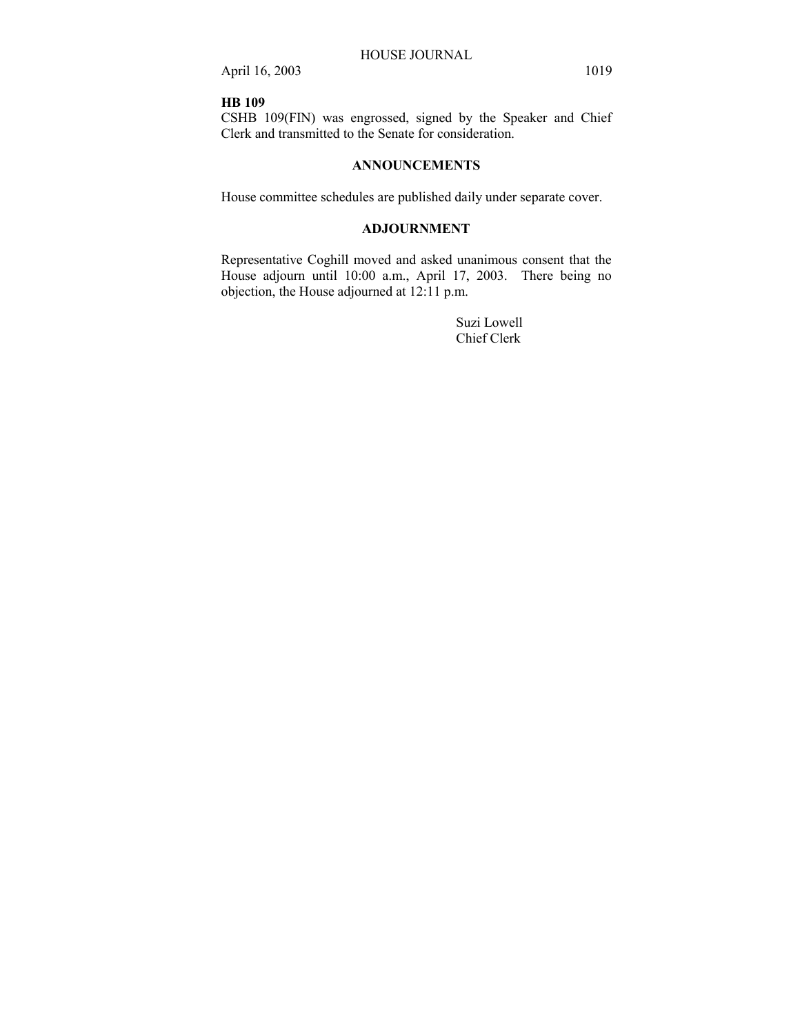**HB 109**

CSHB 109(FIN) was engrossed, signed by the Speaker and Chief Clerk and transmitted to the Senate for consideration.

## ANNOUNCEMENTS

House committee schedules are published daily under separate cover.

## ADJOURNMENT

Representative Coghill moved and asked unanimous consent that the House adjourn until 10:00 a.m., April 17, 2003. There being no objection, the House adjourned at 12:11 p.m.

Suzi Lowell
Chief Clerk